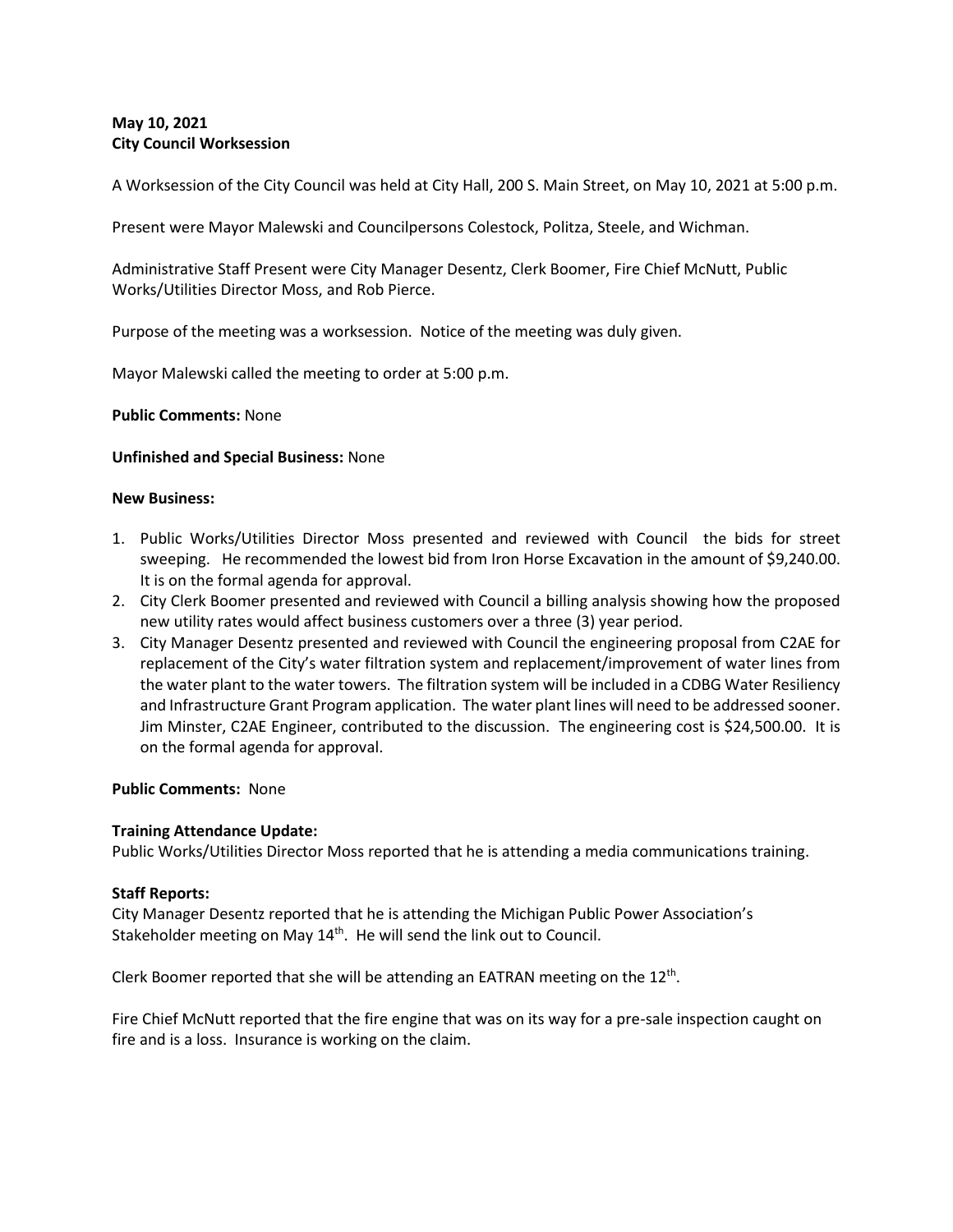**May 10, 2021**
**City Council Worksession**

A Worksession of the City Council was held at City Hall, 200 S. Main Street, on May 10, 2021 at 5:00 p.m.

Present were Mayor Malewski and Councilpersons Colestock, Politza, Steele, and Wichman.

Administrative Staff Present were City Manager Desentz, Clerk Boomer, Fire Chief McNutt, Public Works/Utilities Director Moss, and Rob Pierce.

Purpose of the meeting was a worksession. Notice of the meeting was duly given.

Mayor Malewski called the meeting to order at 5:00 p.m.

**Public Comments:** None

**Unfinished and Special Business:** None

**New Business:**

1. Public Works/Utilities Director Moss presented and reviewed with Council the bids for street sweeping. He recommended the lowest bid from Iron Horse Excavation in the amount of $9,240.00. It is on the formal agenda for approval.
2. City Clerk Boomer presented and reviewed with Council a billing analysis showing how the proposed new utility rates would affect business customers over a three (3) year period.
3. City Manager Desentz presented and reviewed with Council the engineering proposal from C2AE for replacement of the City's water filtration system and replacement/improvement of water lines from the water plant to the water towers. The filtration system will be included in a CDBG Water Resiliency and Infrastructure Grant Program application. The water plant lines will need to be addressed sooner. Jim Minster, C2AE Engineer, contributed to the discussion. The engineering cost is $24,500.00. It is on the formal agenda for approval.

**Public Comments:** None

**Training Attendance Update:**
Public Works/Utilities Director Moss reported that he is attending a media communications training.

**Staff Reports:**
City Manager Desentz reported that he is attending the Michigan Public Power Association's Stakeholder meeting on May 14th. He will send the link out to Council.

Clerk Boomer reported that she will be attending an EATRAN meeting on the 12th.

Fire Chief McNutt reported that the fire engine that was on its way for a pre-sale inspection caught on fire and is a loss. Insurance is working on the claim.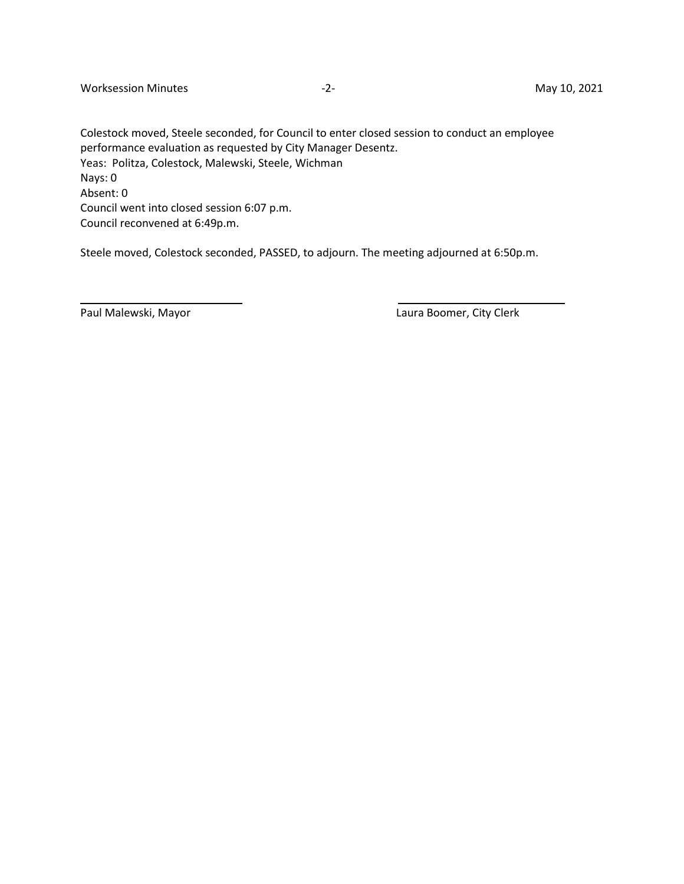Colestock moved, Steele seconded, for Council to enter closed session to conduct an employee performance evaluation as requested by City Manager Desentz.
Yeas: Politza, Colestock, Malewski, Steele, Wichman
Nays: 0
Absent: 0
Council went into closed session 6:07 p.m.
Council reconvened at 6:49p.m.

Steele moved, Colestock seconded, PASSED, to adjourn. The meeting adjourned at 6:50p.m.

Paul Malewski, Mayor

Laura Boomer, City Clerk